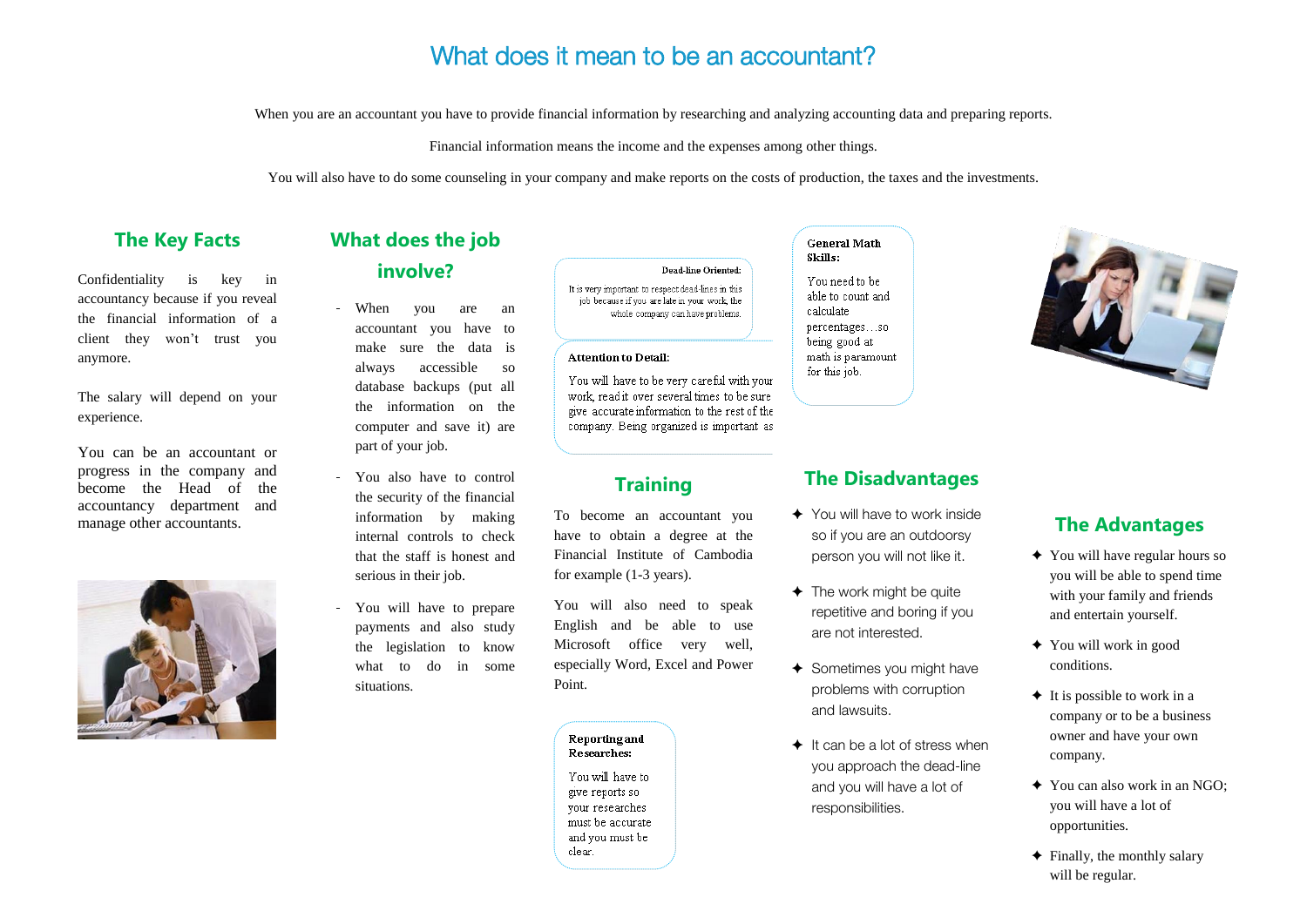# What does it mean to be an accountant?

When you are an accountant you have to provide financial information by researching and analyzing accounting data and preparing reports.

Financial information means the income and the expenses among other things.

You will also have to do some counseling in your company and make reports on the costs of production, the taxes and the investments.

## The Key Facts

Confidentiality is key in accountancy because if you reveal the financial information of a client they won't trust you anymore.

The salary will depend on your experience.

You can be an accountant or progress in the company and become the Head of the accountancy department and manage other accountants.

## What does the job involve?

- When you are an accountant you have to make sure the data is always accessible so database backups (put all the information on the computer and save it) are part of your job.
- You also have to control the security of the financial information by making internal controls to check that the staff is honest and serious in their job.
- You will have to prepare payments and also study the legislation to know what to do in some situations.

**Dead-line Oriented:**

It is very important to respect dead-lines in this job because if you are late in your work, the whole company can have problems.

**Attention to Detail:**

You will have to be very careful with your work, read it over several times to be sure give accurate information to the rest of the company. Being organized is important as

**General Math Skills:**

You need to be able to count and calculate percentages…so being good at math is paramount for this job.

## Training

To become an accountant you have to obtain a degree at the Financial Institute of Cambodia for example (1-3 years).

You will also need to speak English and be able to use Microsoft office very well, especially Word, Excel and Power Point.

**Reporting and Researches:**

You will have to give reports so your researches must be accurate and you must be clear.

## The Disadvantages

- You will have to work inside so if you are an outdoorsy person you will not like it.
- The work might be quite repetitive and boring if you are not interested.
- Sometimes you might have problems with corruption and lawsuits.
- It can be a lot of stress when you approach the dead-line and you will have a lot of responsibilities.

## The Advantages

- You will have regular hours so you will be able to spend time with your family and friends and entertain yourself.
- You will work in good conditions.
- It is possible to work in a company or to be a business owner and have your own company.
- You can also work in an NGO; you will have a lot of opportunities.
- Finally, the monthly salary will be regular.